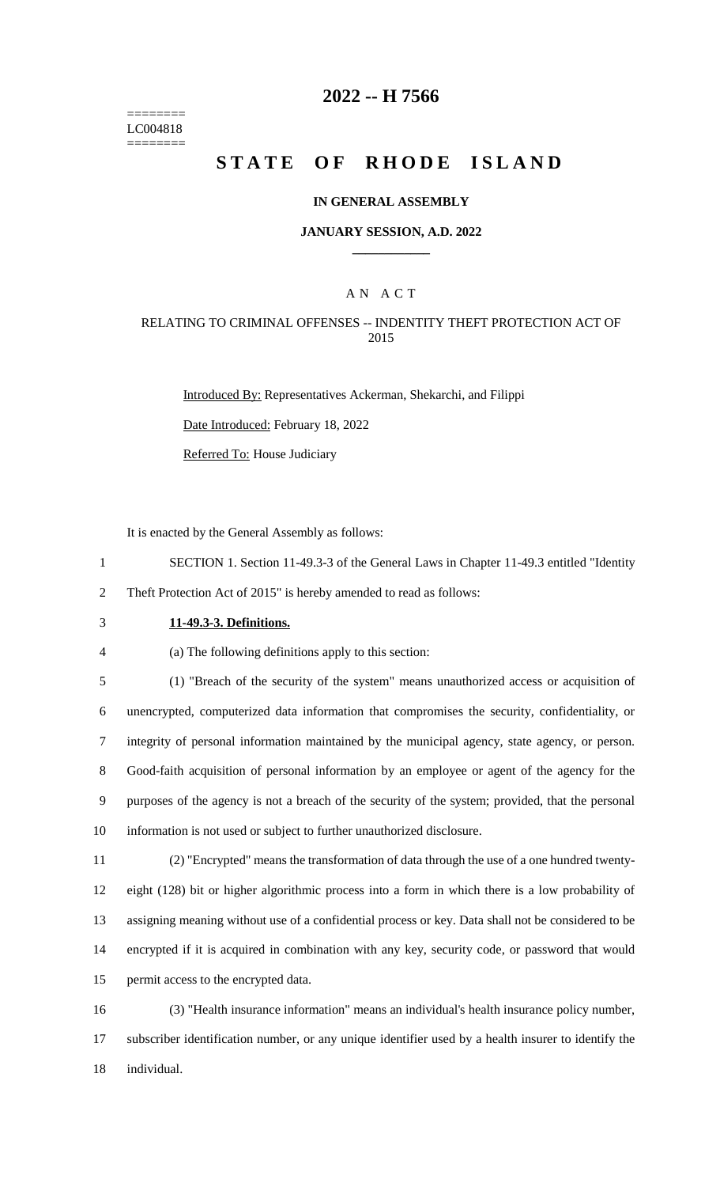========
LC004818
========

# 2022 -- H 7566

# STATE OF RHODE ISLAND

**IN GENERAL ASSEMBLY**

**JANUARY SESSION, A.D. 2022**

A N A C T

RELATING TO CRIMINAL OFFENSES -- INDENTITY THEFT PROTECTION ACT OF 2015

Introduced By: Representatives Ackerman, Shekarchi, and Filippi

Date Introduced: February 18, 2022

Referred To: House Judiciary

It is enacted by the General Assembly as follows:

SECTION 1. Section 11-49.3-3 of the General Laws in Chapter 11-49.3 entitled "Identity Theft Protection Act of 2015" is hereby amended to read as follows:

**11-49.3-3. Definitions.**

(a) The following definitions apply to this section:

(1) "Breach of the security of the system" means unauthorized access or acquisition of unencrypted, computerized data information that compromises the security, confidentiality, or integrity of personal information maintained by the municipal agency, state agency, or person. Good-faith acquisition of personal information by an employee or agent of the agency for the purposes of the agency is not a breach of the security of the system; provided, that the personal information is not used or subject to further unauthorized disclosure.

(2) "Encrypted" means the transformation of data through the use of a one hundred twenty-eight (128) bit or higher algorithmic process into a form in which there is a low probability of assigning meaning without use of a confidential process or key. Data shall not be considered to be encrypted if it is acquired in combination with any key, security code, or password that would permit access to the encrypted data.

(3) "Health insurance information" means an individual's health insurance policy number, subscriber identification number, or any unique identifier used by a health insurer to identify the individual.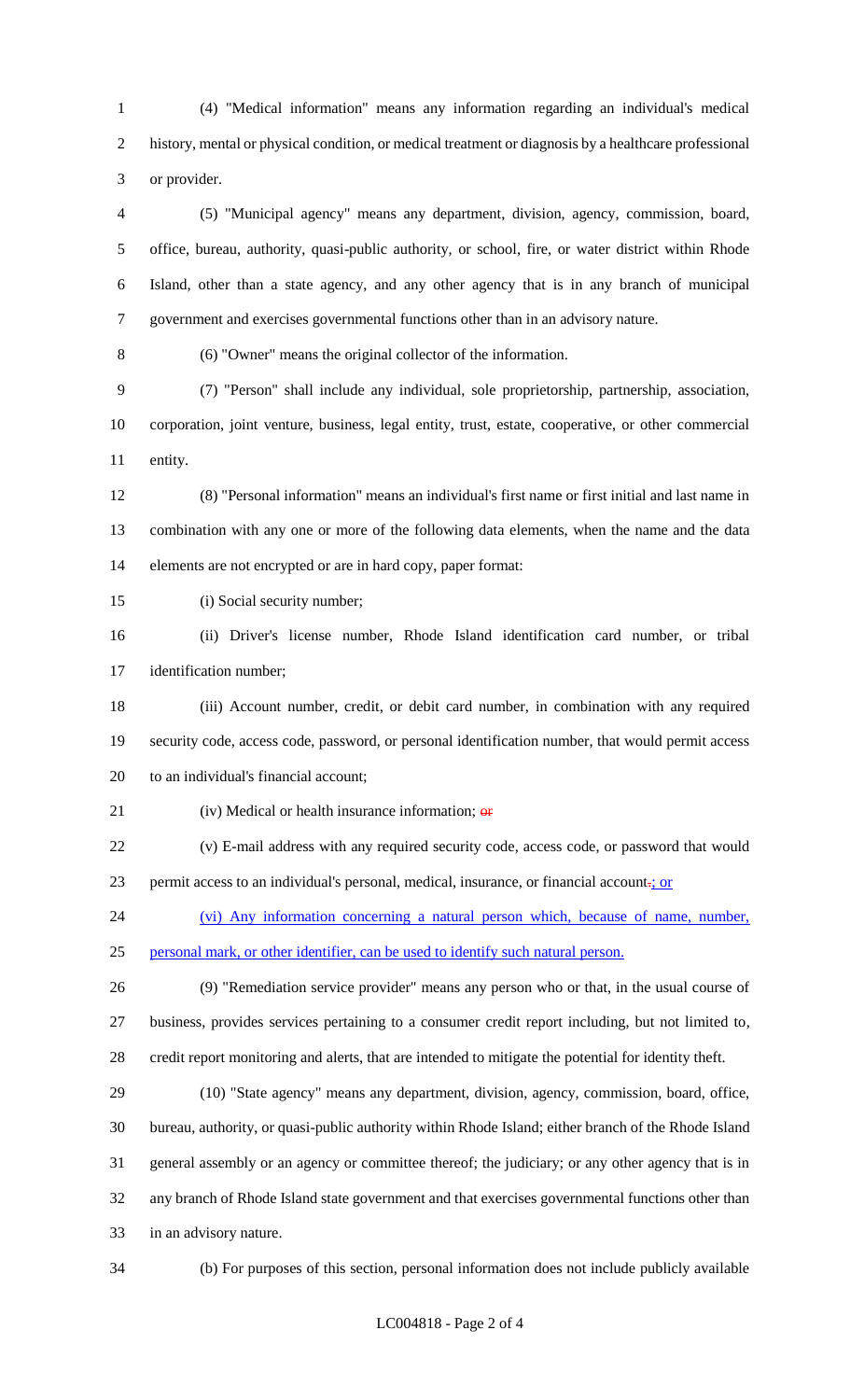(4) "Medical information" means any information regarding an individual's medical history, mental or physical condition, or medical treatment or diagnosis by a healthcare professional or provider.

(5) "Municipal agency" means any department, division, agency, commission, board, office, bureau, authority, quasi-public authority, or school, fire, or water district within Rhode Island, other than a state agency, and any other agency that is in any branch of municipal government and exercises governmental functions other than in an advisory nature.

(6) "Owner" means the original collector of the information.

(7) "Person" shall include any individual, sole proprietorship, partnership, association, corporation, joint venture, business, legal entity, trust, estate, cooperative, or other commercial entity.

(8) "Personal information" means an individual's first name or first initial and last name in combination with any one or more of the following data elements, when the name and the data elements are not encrypted or are in hard copy, paper format:

(i) Social security number;

(ii) Driver's license number, Rhode Island identification card number, or tribal identification number;

(iii) Account number, credit, or debit card number, in combination with any required security code, access code, password, or personal identification number, that would permit access to an individual's financial account;

(iv) Medical or health insurance information; ~~or~~

(v) E-mail address with any required security code, access code, or password that would permit access to an individual's personal, medical, insurance, or financial account~~.~~; or

(vi) Any information concerning a natural person which, because of name, number, personal mark, or other identifier, can be used to identify such natural person.

(9) "Remediation service provider" means any person who or that, in the usual course of business, provides services pertaining to a consumer credit report including, but not limited to, credit report monitoring and alerts, that are intended to mitigate the potential for identity theft.

(10) "State agency" means any department, division, agency, commission, board, office, bureau, authority, or quasi-public authority within Rhode Island; either branch of the Rhode Island general assembly or an agency or committee thereof; the judiciary; or any other agency that is in any branch of Rhode Island state government and that exercises governmental functions other than in an advisory nature.

(b) For purposes of this section, personal information does not include publicly available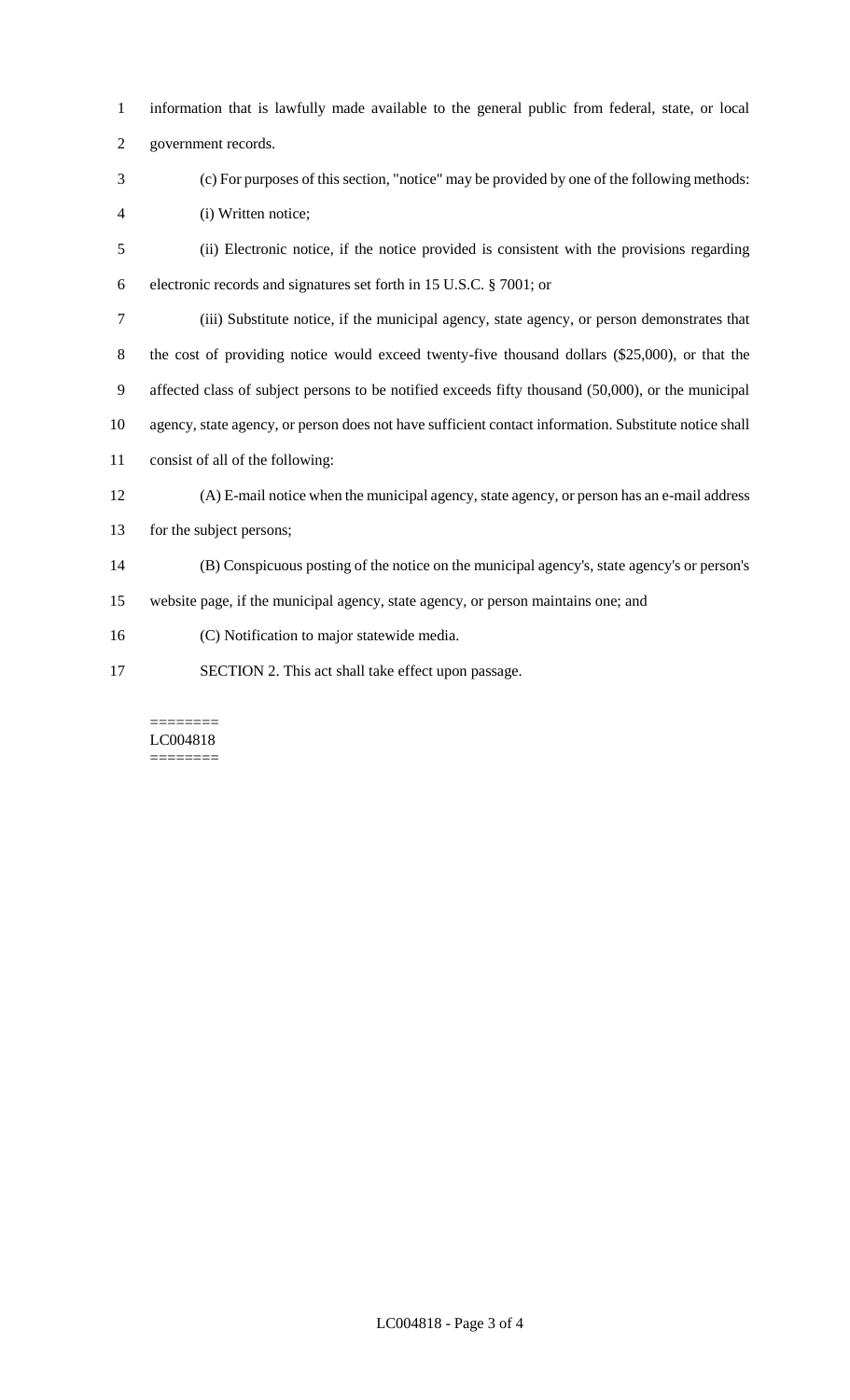information that is lawfully made available to the general public from federal, state, or local government records.

(c) For purposes of this section, "notice" may be provided by one of the following methods:

(i) Written notice;

(ii) Electronic notice, if the notice provided is consistent with the provisions regarding electronic records and signatures set forth in 15 U.S.C. § 7001; or

(iii) Substitute notice, if the municipal agency, state agency, or person demonstrates that the cost of providing notice would exceed twenty-five thousand dollars ($25,000), or that the affected class of subject persons to be notified exceeds fifty thousand (50,000), or the municipal agency, state agency, or person does not have sufficient contact information. Substitute notice shall consist of all of the following:

(A) E-mail notice when the municipal agency, state agency, or person has an e-mail address for the subject persons;

(B) Conspicuous posting of the notice on the municipal agency's, state agency's or person's website page, if the municipal agency, state agency, or person maintains one; and

(C) Notification to major statewide media.

SECTION 2. This act shall take effect upon passage.

========
LC004818
========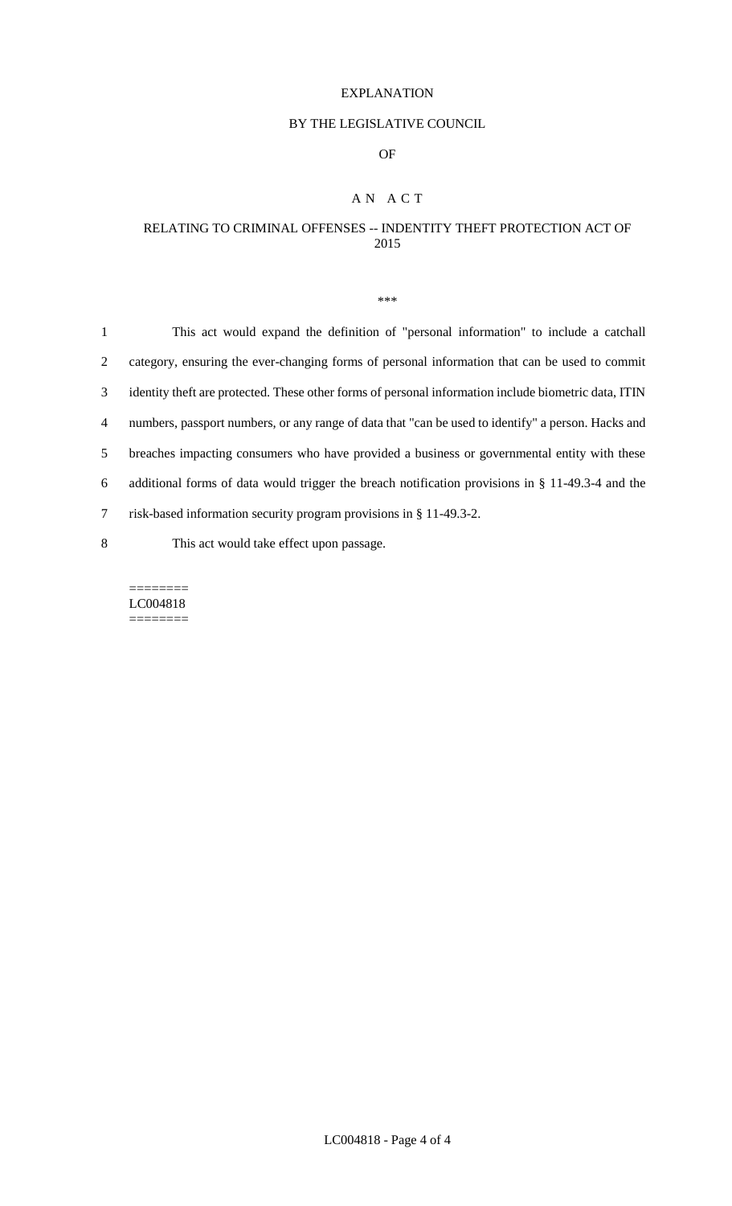EXPLANATION

BY THE LEGISLATIVE COUNCIL

OF

A N A C T

RELATING TO CRIMINAL OFFENSES -- INDENTITY THEFT PROTECTION ACT OF 2015

\*\*\*

1 This act would expand the definition of "personal information" to include a catchall
2 category, ensuring the ever-changing forms of personal information that can be used to commit
3 identity theft are protected. These other forms of personal information include biometric data, ITIN
4 numbers, passport numbers, or any range of data that "can be used to identify" a person. Hacks and
5 breaches impacting consumers who have provided a business or governmental entity with these
6 additional forms of data would trigger the breach notification provisions in § 11-49.3-4 and the
7 risk-based information security program provisions in § 11-49.3-2.

8 This act would take effect upon passage.

========
LC004818
========